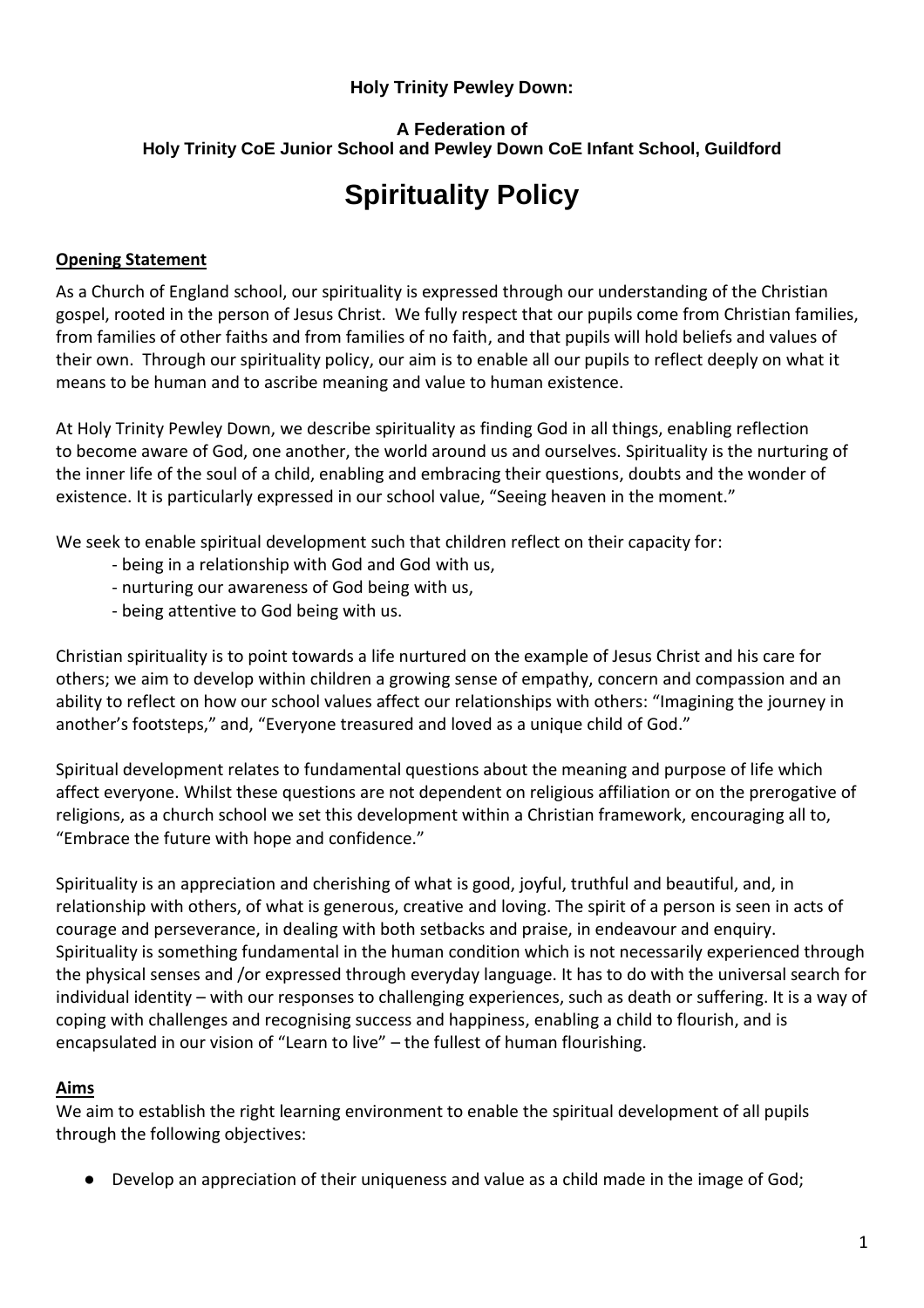**Holy Trinity Pewley Down:**

**A Federation of**
**Holy Trinity CoE Junior School and Pewley Down CoE Infant School, Guildford**

# Spirituality Policy

## Opening Statement

As a Church of England school, our spirituality is expressed through our understanding of the Christian gospel, rooted in the person of Jesus Christ. We fully respect that our pupils come from Christian families, from families of other faiths and from families of no faith, and that pupils will hold beliefs and values of their own. Through our spirituality policy, our aim is to enable all our pupils to reflect deeply on what it means to be human and to ascribe meaning and value to human existence.

At Holy Trinity Pewley Down, we describe spirituality as finding God in all things, enabling reflection to become aware of God, one another, the world around us and ourselves. Spirituality is the nurturing of the inner life of the soul of a child, enabling and embracing their questions, doubts and the wonder of existence. It is particularly expressed in our school value, "Seeing heaven in the moment."

We seek to enable spiritual development such that children reflect on their capacity for:

- being in a relationship with God and God with us,
- nurturing our awareness of God being with us,
- being attentive to God being with us.

Christian spirituality is to point towards a life nurtured on the example of Jesus Christ and his care for others; we aim to develop within children a growing sense of empathy, concern and compassion and an ability to reflect on how our school values affect our relationships with others: "Imagining the journey in another's footsteps," and, "Everyone treasured and loved as a unique child of God."

Spiritual development relates to fundamental questions about the meaning and purpose of life which affect everyone. Whilst these questions are not dependent on religious affiliation or on the prerogative of religions, as a church school we set this development within a Christian framework, encouraging all to, "Embrace the future with hope and confidence."

Spirituality is an appreciation and cherishing of what is good, joyful, truthful and beautiful, and, in relationship with others, of what is generous, creative and loving. The spirit of a person is seen in acts of courage and perseverance, in dealing with both setbacks and praise, in endeavour and enquiry. Spirituality is something fundamental in the human condition which is not necessarily experienced through the physical senses and /or expressed through everyday language. It has to do with the universal search for individual identity – with our responses to challenging experiences, such as death or suffering. It is a way of coping with challenges and recognising success and happiness, enabling a child to flourish, and is encapsulated in our vision of "Learn to live" – the fullest of human flourishing.

## Aims

We aim to establish the right learning environment to enable the spiritual development of all pupils through the following objectives:

- Develop an appreciation of their uniqueness and value as a child made in the image of God;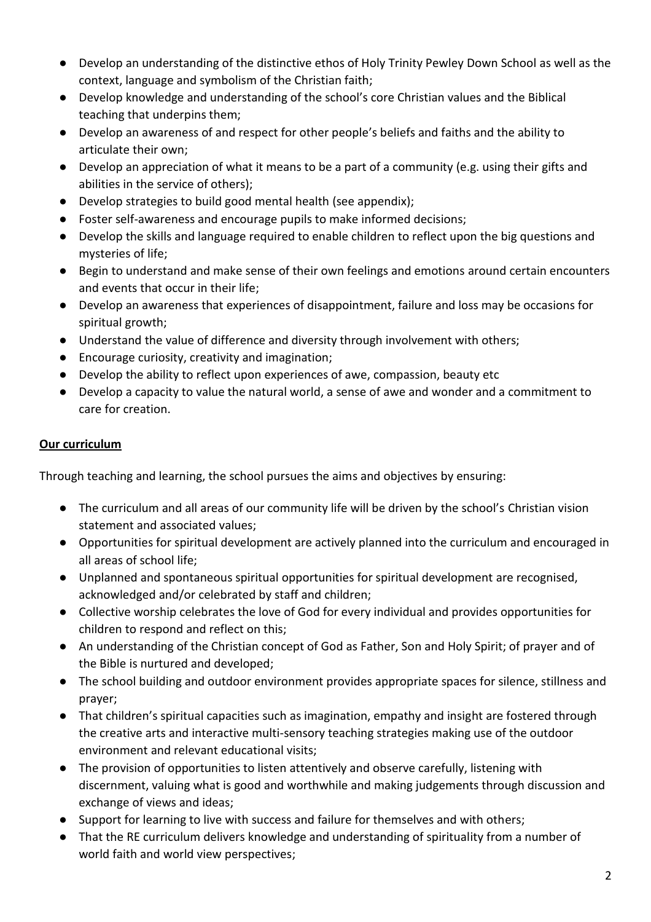- Develop an understanding of the distinctive ethos of Holy Trinity Pewley Down School as well as the context, language and symbolism of the Christian faith;
- Develop knowledge and understanding of the school's core Christian values and the Biblical teaching that underpins them;
- Develop an awareness of and respect for other people's beliefs and faiths and the ability to articulate their own;
- Develop an appreciation of what it means to be a part of a community (e.g. using their gifts and abilities in the service of others);
- Develop strategies to build good mental health (see appendix);
- Foster self-awareness and encourage pupils to make informed decisions;
- Develop the skills and language required to enable children to reflect upon the big questions and mysteries of life;
- Begin to understand and make sense of their own feelings and emotions around certain encounters and events that occur in their life;
- Develop an awareness that experiences of disappointment, failure and loss may be occasions for spiritual growth;
- Understand the value of difference and diversity through involvement with others;
- Encourage curiosity, creativity and imagination;
- Develop the ability to reflect upon experiences of awe, compassion, beauty etc
- Develop a capacity to value the natural world, a sense of awe and wonder and a commitment to care for creation.

**<u>Our curriculum</u>**

Through teaching and learning, the school pursues the aims and objectives by ensuring:

- The curriculum and all areas of our community life will be driven by the school's Christian vision statement and associated values;
- Opportunities for spiritual development are actively planned into the curriculum and encouraged in all areas of school life;
- Unplanned and spontaneous spiritual opportunities for spiritual development are recognised, acknowledged and/or celebrated by staff and children;
- Collective worship celebrates the love of God for every individual and provides opportunities for children to respond and reflect on this;
- An understanding of the Christian concept of God as Father, Son and Holy Spirit; of prayer and of the Bible is nurtured and developed;
- The school building and outdoor environment provides appropriate spaces for silence, stillness and prayer;
- That children's spiritual capacities such as imagination, empathy and insight are fostered through the creative arts and interactive multi-sensory teaching strategies making use of the outdoor environment and relevant educational visits;
- The provision of opportunities to listen attentively and observe carefully, listening with discernment, valuing what is good and worthwhile and making judgements through discussion and exchange of views and ideas;
- Support for learning to live with success and failure for themselves and with others;
- That the RE curriculum delivers knowledge and understanding of spirituality from a number of world faith and world view perspectives;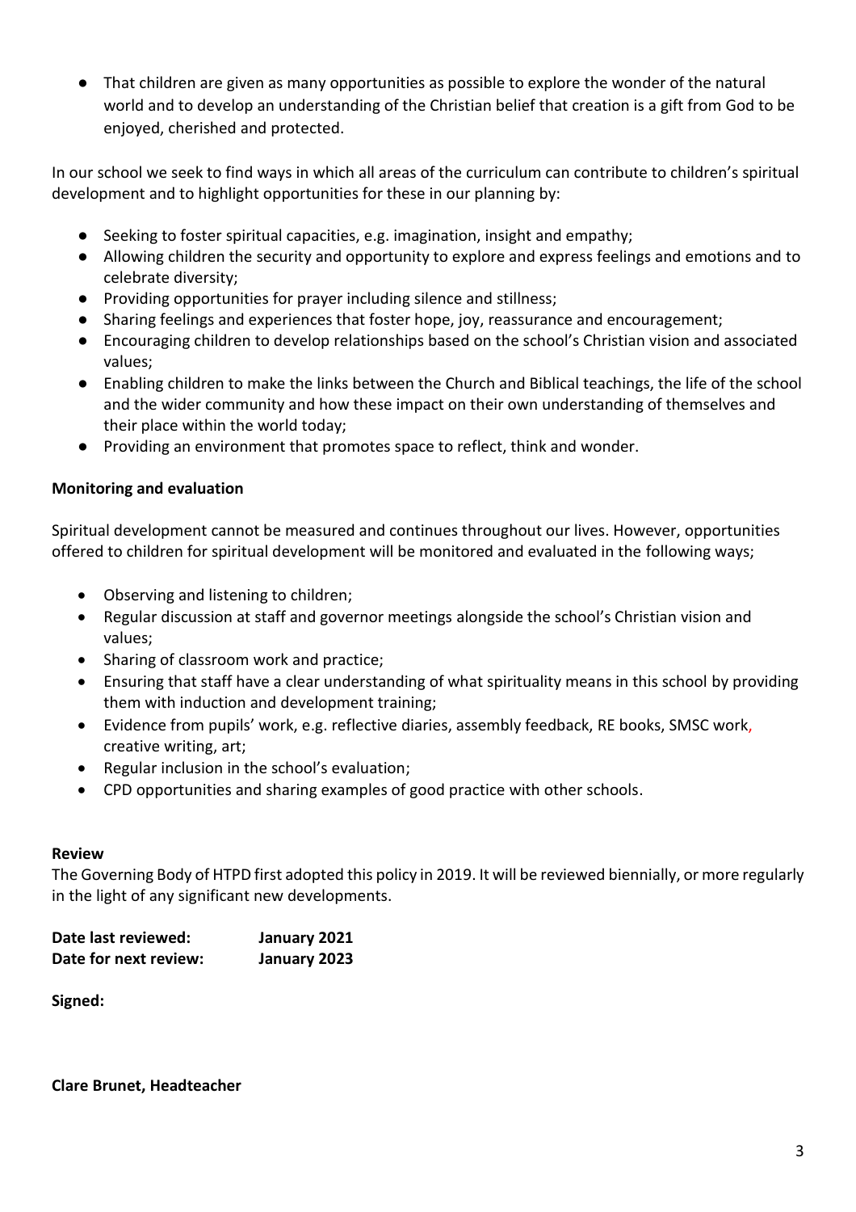- That children are given as many opportunities as possible to explore the wonder of the natural world and to develop an understanding of the Christian belief that creation is a gift from God to be enjoyed, cherished and protected.

In our school we seek to find ways in which all areas of the curriculum can contribute to children's spiritual development and to highlight opportunities for these in our planning by:

- Seeking to foster spiritual capacities, e.g. imagination, insight and empathy;
- Allowing children the security and opportunity to explore and express feelings and emotions and to celebrate diversity;
- Providing opportunities for prayer including silence and stillness;
- Sharing feelings and experiences that foster hope, joy, reassurance and encouragement;
- Encouraging children to develop relationships based on the school's Christian vision and associated values;
- Enabling children to make the links between the Church and Biblical teachings, the life of the school and the wider community and how these impact on their own understanding of themselves and their place within the world today;
- Providing an environment that promotes space to reflect, think and wonder.

**Monitoring and evaluation**

Spiritual development cannot be measured and continues throughout our lives. However, opportunities offered to children for spiritual development will be monitored and evaluated in the following ways;

- Observing and listening to children;
- Regular discussion at staff and governor meetings alongside the school's Christian vision and values;
- Sharing of classroom work and practice;
- Ensuring that staff have a clear understanding of what spirituality means in this school by providing them with induction and development training;
- Evidence from pupils' work, e.g. reflective diaries, assembly feedback, RE books, SMSC work, creative writing, art;
- Regular inclusion in the school's evaluation;
- CPD opportunities and sharing examples of good practice with other schools.

**Review**

The Governing Body of HTPD first adopted this policy in 2019. It will be reviewed biennially, or more regularly in the light of any significant new developments.

**Date last reviewed:** **January 2021**
**Date for next review:** **January 2023**

**Signed:**

**Clare Brunet, Headteacher**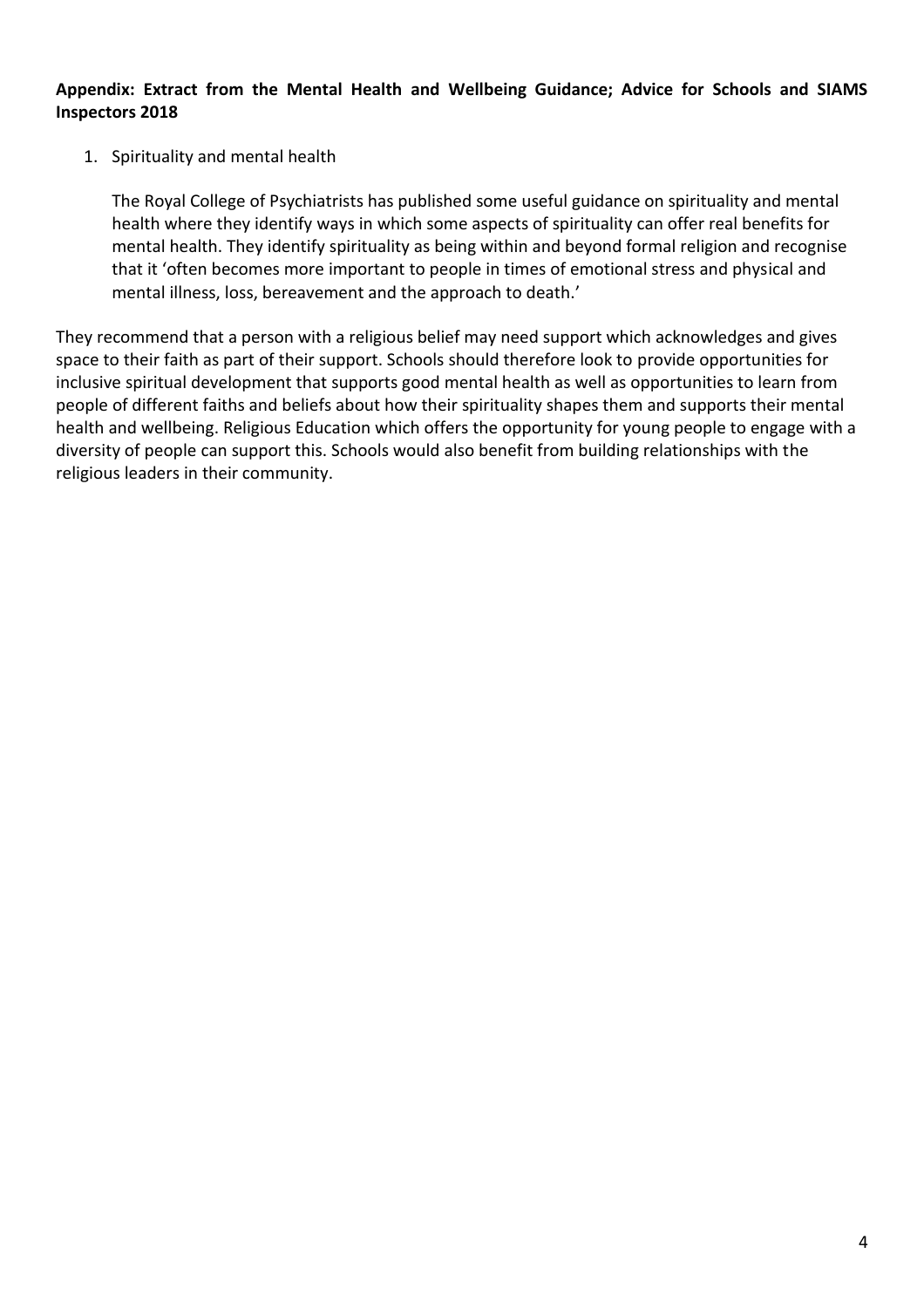**Appendix: Extract from the Mental Health and Wellbeing Guidance; Advice for Schools and SIAMS Inspectors 2018**

1. Spirituality and mental health

   The Royal College of Psychiatrists has published some useful guidance on spirituality and mental health where they identify ways in which some aspects of spirituality can offer real benefits for mental health. They identify spirituality as being within and beyond formal religion and recognise that it 'often becomes more important to people in times of emotional stress and physical and mental illness, loss, bereavement and the approach to death.'

They recommend that a person with a religious belief may need support which acknowledges and gives space to their faith as part of their support. Schools should therefore look to provide opportunities for inclusive spiritual development that supports good mental health as well as opportunities to learn from people of different faiths and beliefs about how their spirituality shapes them and supports their mental health and wellbeing. Religious Education which offers the opportunity for young people to engage with a diversity of people can support this. Schools would also benefit from building relationships with the religious leaders in their community.